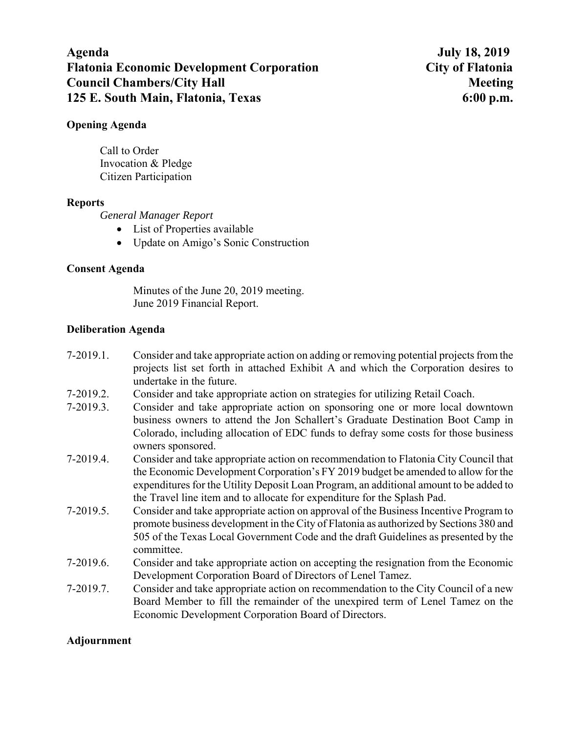**Agenda** **July 18, 2019**
**Flatonia Economic Development Corporation** **City of Flatonia**
**Council Chambers/City Hall** **Meeting**
**125 E. South Main, Flatonia, Texas** **6:00 p.m.**

**Opening Agenda**

Call to Order
Invocation & Pledge
Citizen Participation

**Reports**

*General Manager Report*

- List of Properties available
- Update on Amigo's Sonic Construction

**Consent Agenda**

Minutes of the June 20, 2019 meeting.
June 2019 Financial Report.

**Deliberation Agenda**

7-2019.1. Consider and take appropriate action on adding or removing potential projects from the projects list set forth in attached Exhibit A and which the Corporation desires to undertake in the future.

7-2019.2. Consider and take appropriate action on strategies for utilizing Retail Coach.

7-2019.3. Consider and take appropriate action on sponsoring one or more local downtown business owners to attend the Jon Schallert's Graduate Destination Boot Camp in Colorado, including allocation of EDC funds to defray some costs for those business owners sponsored.

7-2019.4. Consider and take appropriate action on recommendation to Flatonia City Council that the Economic Development Corporation's FY 2019 budget be amended to allow for the expenditures for the Utility Deposit Loan Program, an additional amount to be added to the Travel line item and to allocate for expenditure for the Splash Pad.

7-2019.5. Consider and take appropriate action on approval of the Business Incentive Program to promote business development in the City of Flatonia as authorized by Sections 380 and 505 of the Texas Local Government Code and the draft Guidelines as presented by the committee.

7-2019.6. Consider and take appropriate action on accepting the resignation from the Economic Development Corporation Board of Directors of Lenel Tamez.

7-2019.7. Consider and take appropriate action on recommendation to the City Council of a new Board Member to fill the remainder of the unexpired term of Lenel Tamez on the Economic Development Corporation Board of Directors.

**Adjournment**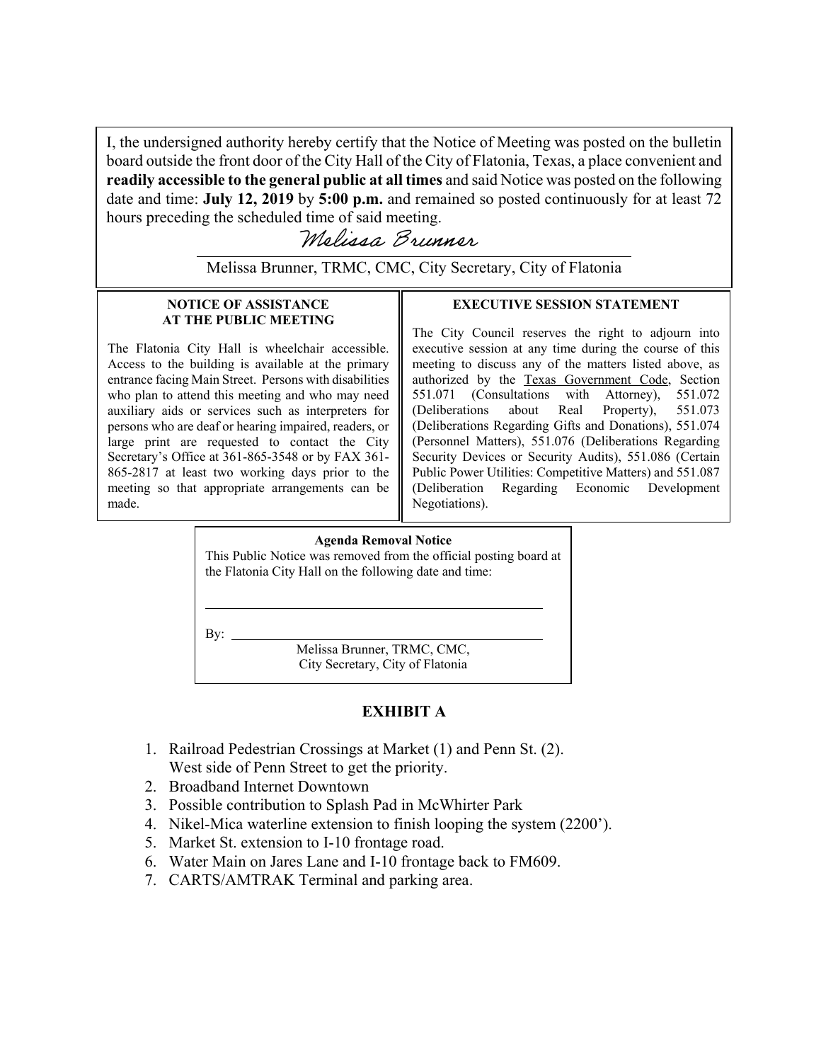I, the undersigned authority hereby certify that the Notice of Meeting was posted on the bulletin board outside the front door of the City Hall of the City of Flatonia, Texas, a place convenient and **readily accessible to the general public at all times** and said Notice was posted on the following date and time: **July 12, 2019** by **5:00 p.m.** and remained so posted continuously for at least 72 hours preceding the scheduled time of said meeting.

*Melissa Brunner*

Melissa Brunner, TRMC, CMC, City Secretary, City of Flatonia

**NOTICE OF ASSISTANCE AT THE PUBLIC MEETING**

The Flatonia City Hall is wheelchair accessible. Access to the building is available at the primary entrance facing Main Street. Persons with disabilities who plan to attend this meeting and who may need auxiliary aids or services such as interpreters for persons who are deaf or hearing impaired, readers, or large print are requested to contact the City Secretary's Office at 361-865-3548 or by FAX 361-865-2817 at least two working days prior to the meeting so that appropriate arrangements can be made.

**EXECUTIVE SESSION STATEMENT**

The City Council reserves the right to adjourn into executive session at any time during the course of this meeting to discuss any of the matters listed above, as authorized by the Texas Government Code, Section 551.071 (Consultations with Attorney), 551.072 (Deliberations about Real Property), 551.073 (Deliberations Regarding Gifts and Donations), 551.074 (Personnel Matters), 551.076 (Deliberations Regarding Security Devices or Security Audits), 551.086 (Certain Public Power Utilities: Competitive Matters) and 551.087 (Deliberation Regarding Economic Development Negotiations).

**Agenda Removal Notice**

This Public Notice was removed from the official posting board at the Flatonia City Hall on the following date and time:

\_\_\_\_\_\_\_\_\_\_\_\_\_\_\_\_\_\_\_\_\_\_\_\_\_\_\_\_\_\_\_\_\_\_\_\_\_\_\_\_

By: \_\_\_\_\_\_\_\_\_\_\_\_\_\_\_\_\_\_\_\_\_\_\_\_\_\_\_\_\_\_\_\_\_\_\_\_

Melissa Brunner, TRMC, CMC,
City Secretary, City of Flatonia

## EXHIBIT A

1. Railroad Pedestrian Crossings at Market (1) and Penn St. (2).
   West side of Penn Street to get the priority.
2. Broadband Internet Downtown
3. Possible contribution to Splash Pad in McWhirter Park
4. Nikel-Mica waterline extension to finish looping the system (2200').
5. Market St. extension to I-10 frontage road.
6. Water Main on Jares Lane and I-10 frontage back to FM609.
7. CARTS/AMTRAK Terminal and parking area.